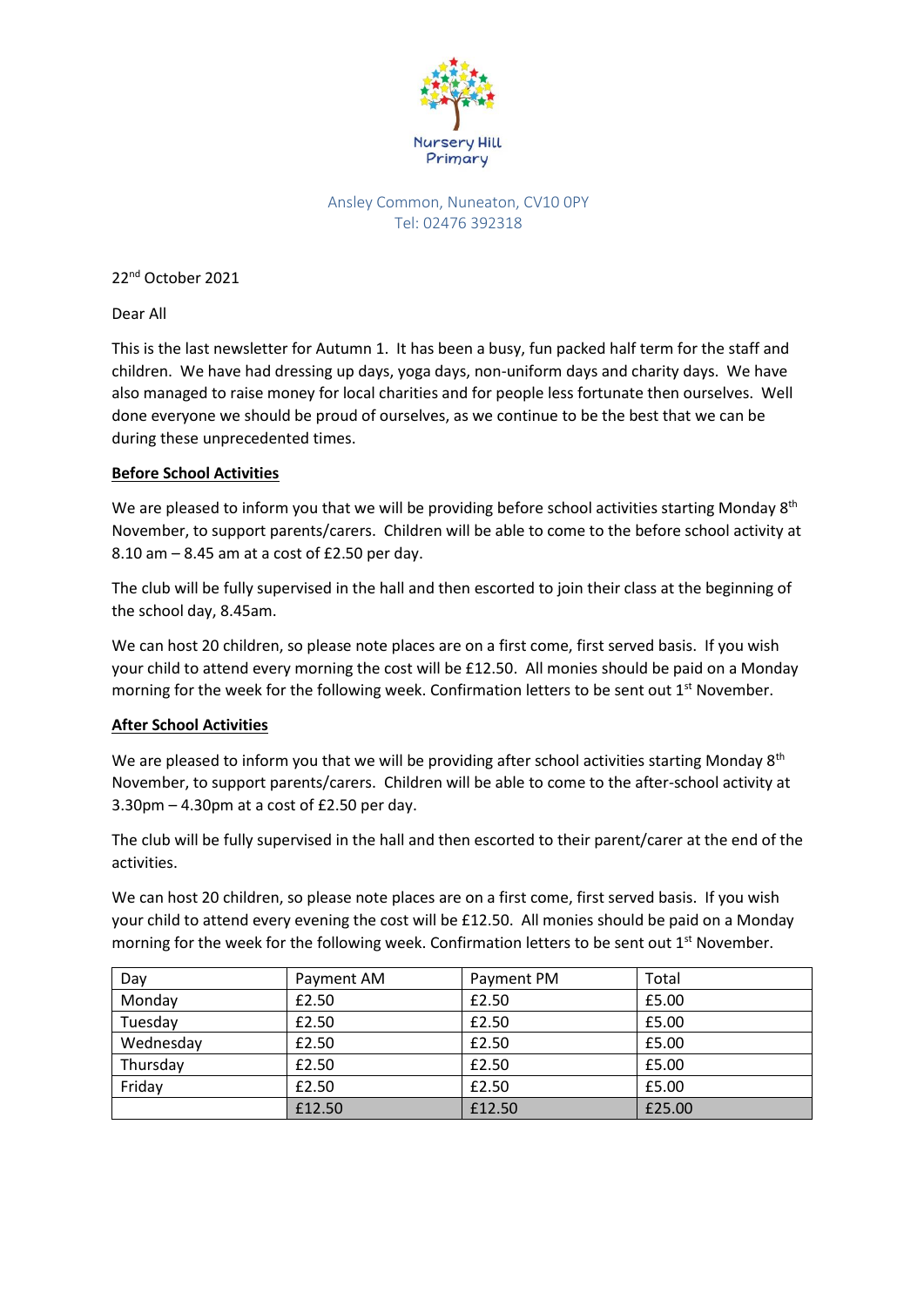Nursery Hill Primary

Ansley Common, Nuneaton, CV10 0PY
Tel: 02476 392318

22nd October 2021

Dear All

This is the last newsletter for Autumn 1. It has been a busy, fun packed half term for the staff and children. We have had dressing up days, yoga days, non-uniform days and charity days. We have also managed to raise money for local charities and for people less fortunate then ourselves. Well done everyone we should be proud of ourselves, as we continue to be the best that we can be during these unprecedented times.

**Before School Activities**

We are pleased to inform you that we will be providing before school activities starting Monday 8th November, to support parents/carers. Children will be able to come to the before school activity at 8.10 am – 8.45 am at a cost of £2.50 per day.

The club will be fully supervised in the hall and then escorted to join their class at the beginning of the school day, 8.45am.

We can host 20 children, so please note places are on a first come, first served basis. If you wish your child to attend every morning the cost will be £12.50. All monies should be paid on a Monday morning for the week for the following week. Confirmation letters to be sent out 1st November.

**After School Activities**

We are pleased to inform you that we will be providing after school activities starting Monday 8th November, to support parents/carers. Children will be able to come to the after-school activity at 3.30pm – 4.30pm at a cost of £2.50 per day.

The club will be fully supervised in the hall and then escorted to their parent/carer at the end of the activities.

We can host 20 children, so please note places are on a first come, first served basis. If you wish your child to attend every evening the cost will be £12.50. All monies should be paid on a Monday morning for the week for the following week. Confirmation letters to be sent out 1st November.

| Day | Payment AM | Payment PM | Total |
|---|---|---|---|
| Monday | £2.50 | £2.50 | £5.00 |
| Tuesday | £2.50 | £2.50 | £5.00 |
| Wednesday | £2.50 | £2.50 | £5.00 |
| Thursday | £2.50 | £2.50 | £5.00 |
| Friday | £2.50 | £2.50 | £5.00 |
| | £12.50 | £12.50 | £25.00 |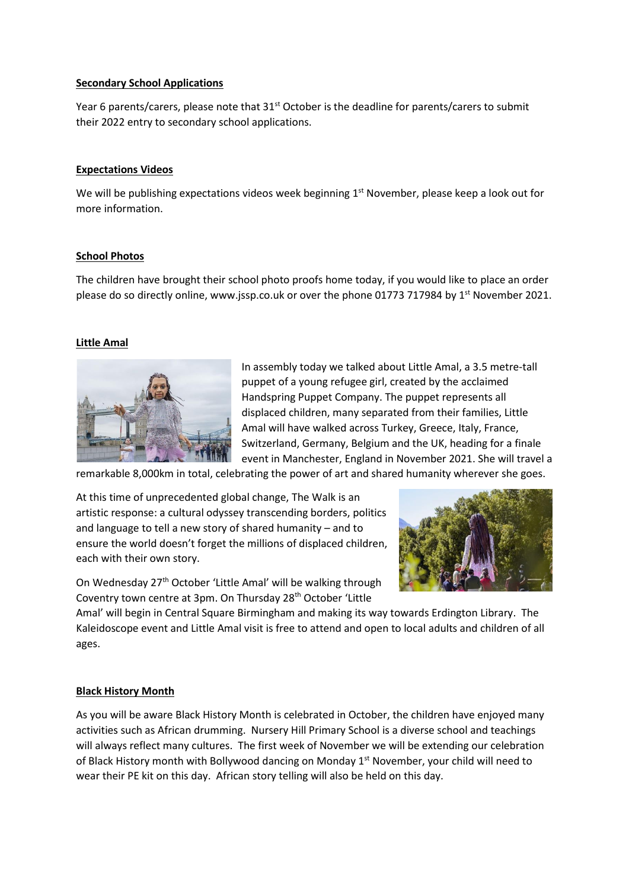**Secondary School Applications**

Year 6 parents/carers, please note that 31st October is the deadline for parents/carers to submit their 2022 entry to secondary school applications.

**Expectations Videos**

We will be publishing expectations videos week beginning 1st November, please keep a look out for more information.

**School Photos**

The children have brought their school photo proofs home today, if you would like to place an order please do so directly online, www.jssp.co.uk or over the phone 01773 717984 by 1st November 2021.

**Little Amal**

In assembly today we talked about Little Amal, a 3.5 metre-tall puppet of a young refugee girl, created by the acclaimed Handspring Puppet Company. The puppet represents all displaced children, many separated from their families, Little Amal will have walked across Turkey, Greece, Italy, France, Switzerland, Germany, Belgium and the UK, heading for a finale event in Manchester, England in November 2021. She will travel a remarkable 8,000km in total, celebrating the power of art and shared humanity wherever she goes.

At this time of unprecedented global change, The Walk is an artistic response: a cultural odyssey transcending borders, politics and language to tell a new story of shared humanity – and to ensure the world doesn't forget the millions of displaced children, each with their own story.

On Wednesday 27th October 'Little Amal' will be walking through Coventry town centre at 3pm. On Thursday 28th October 'Little Amal' will begin in Central Square Birmingham and making its way towards Erdington Library. The Kaleidoscope event and Little Amal visit is free to attend and open to local adults and children of all ages.

**Black History Month**

As you will be aware Black History Month is celebrated in October, the children have enjoyed many activities such as African drumming. Nursery Hill Primary School is a diverse school and teachings will always reflect many cultures. The first week of November we will be extending our celebration of Black History month with Bollywood dancing on Monday 1st November, your child will need to wear their PE kit on this day. African story telling will also be held on this day.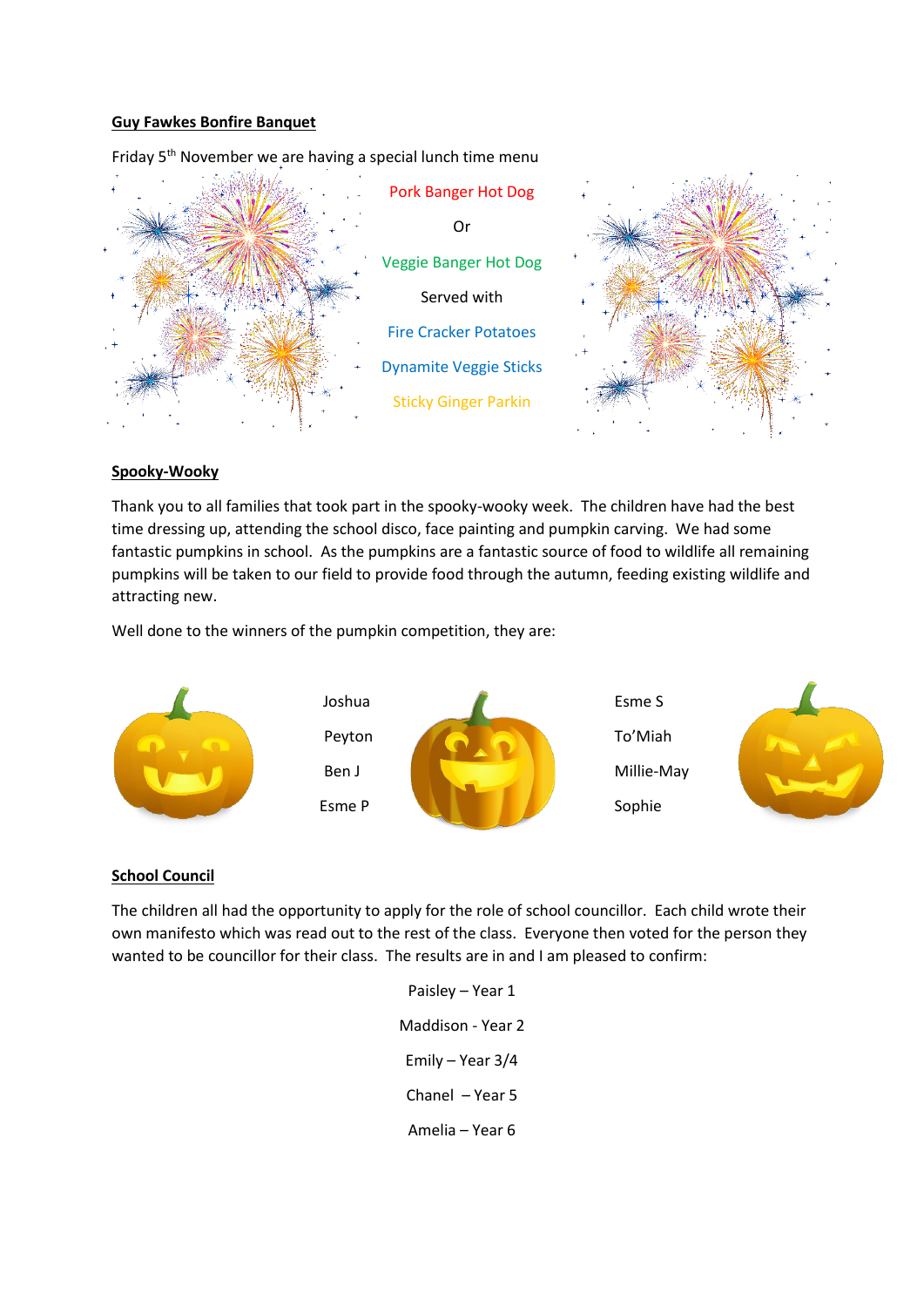**Guy Fawkes Bonfire Banquet**

Friday 5th November we are having a special lunch time menu

Pork Banger Hot Dog

Or

Veggie Banger Hot Dog

Served with

Fire Cracker Potatoes

Dynamite Veggie Sticks

Sticky Ginger Parkin

**Spooky-Wooky**

Thank you to all families that took part in the spooky-wooky week. The children have had the best time dressing up, attending the school disco, face painting and pumpkin carving. We had some fantastic pumpkins in school. As the pumpkins are a fantastic source of food to wildlife all remaining pumpkins will be taken to our field to provide food through the autumn, feeding existing wildlife and attracting new.

Well done to the winners of the pumpkin competition, they are:

Joshua
Peyton
Ben J
Esme P

Esme S
To'Miah
Millie-May
Sophie

**School Council**

The children all had the opportunity to apply for the role of school councillor. Each child wrote their own manifesto which was read out to the rest of the class. Everyone then voted for the person they wanted to be councillor for their class. The results are in and I am pleased to confirm:

Paisley – Year 1

Maddison - Year 2

Emily – Year 3/4

Chanel – Year 5

Amelia – Year 6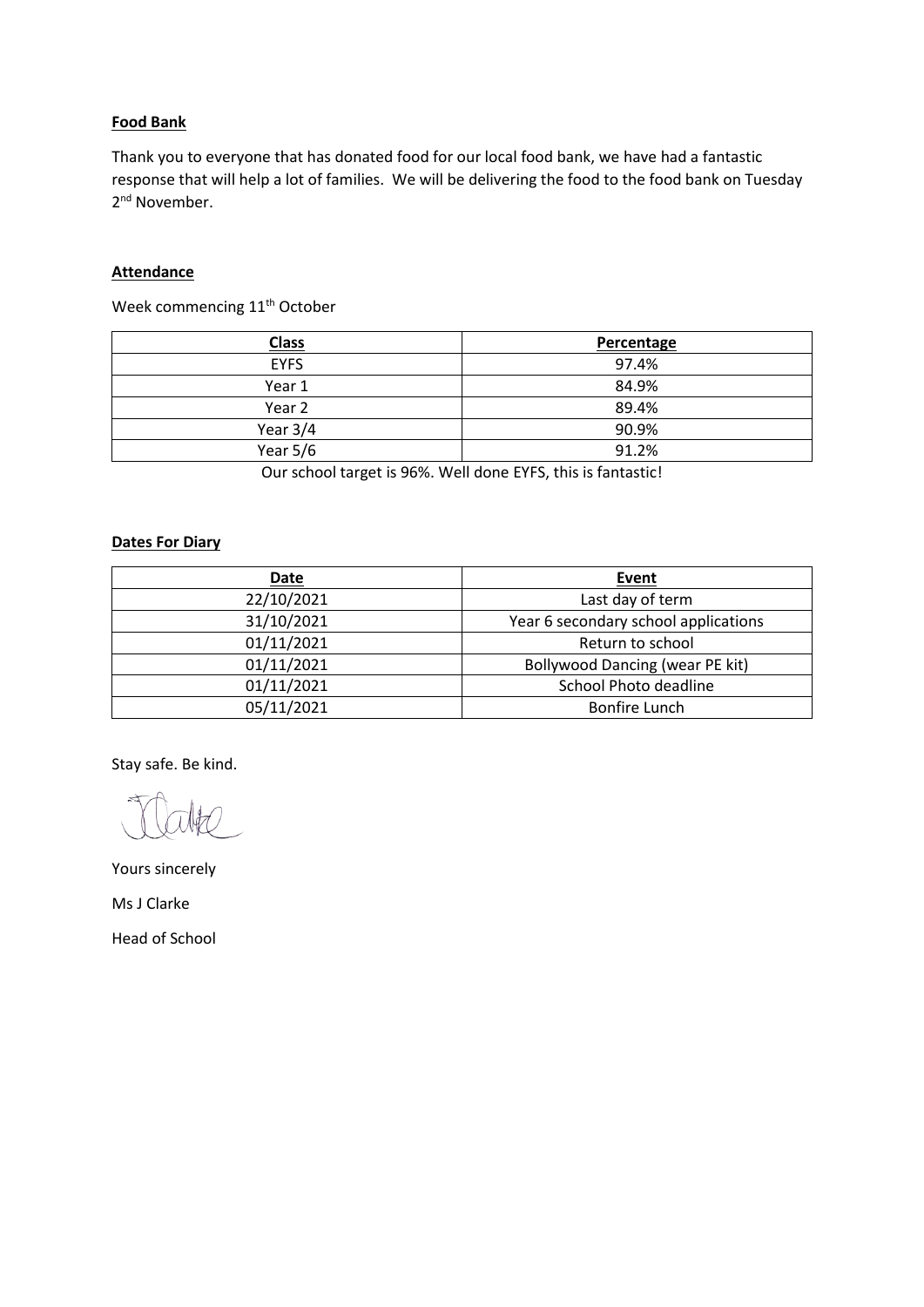**Food Bank**

Thank you to everyone that has donated food for our local food bank, we have had a fantastic response that will help a lot of families. We will be delivering the food to the food bank on Tuesday 2nd November.

**Attendance**

Week commencing 11th October

| Class | Percentage |
|---|---|
| EYFS | 97.4% |
| Year 1 | 84.9% |
| Year 2 | 89.4% |
| Year 3/4 | 90.9% |
| Year 5/6 | 91.2% |

Our school target is 96%. Well done EYFS, this is fantastic!

**Dates For Diary**

| Date | Event |
|---|---|
| 22/10/2021 | Last day of term |
| 31/10/2021 | Year 6 secondary school applications |
| 01/11/2021 | Return to school |
| 01/11/2021 | Bollywood Dancing (wear PE kit) |
| 01/11/2021 | School Photo deadline |
| 05/11/2021 | Bonfire Lunch |

Stay safe. Be kind.

Yours sincerely

Ms J Clarke

Head of School